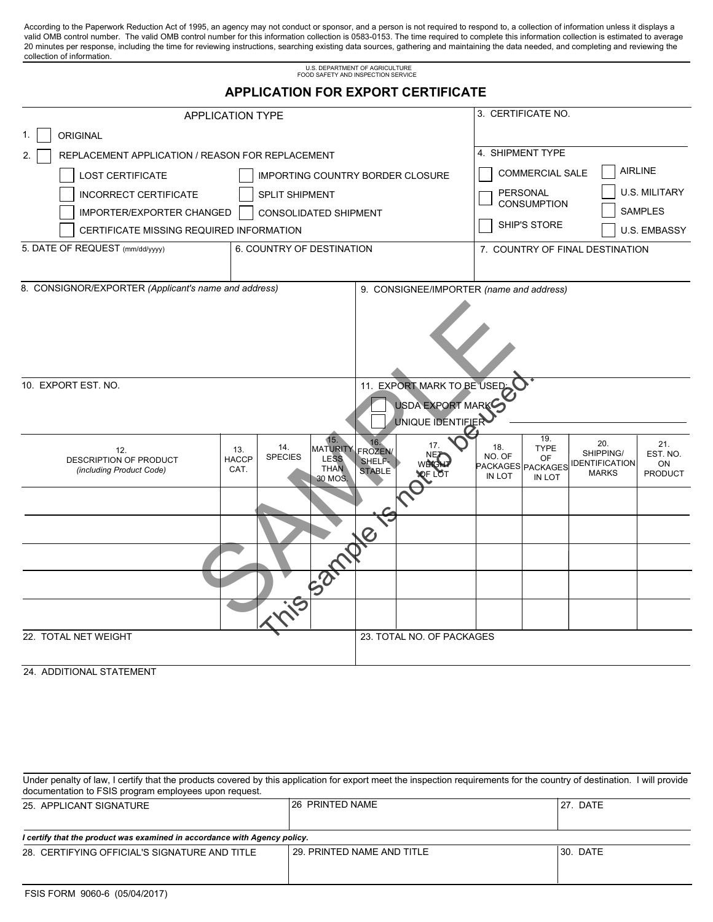According to the Paperwork Reduction Act of 1995, an agency may not conduct or sponsor, and a person is not required to respond to, a collection of information unless it displays a valid OMB control number. The valid OMB control number for this information collection is 0583-0153. The time required to complete this information collection is estimated to average 20 minutes per response, including the time for reviewing instructions, searching existing data sources, gathering and maintaining the data needed, and completing and reviewing the collection of information.

U.S. DEPARTMENT OF AGRICULTURE
FOOD SAFETY AND INSPECTION SERVICE

# APPLICATION FOR EXPORT CERTIFICATE

SAMPLE — This sample is not to be used.

**APPLICATION TYPE**

1. ☐ ORIGINAL
2. ☐ REPLACEMENT APPLICATION / REASON FOR REPLACEMENT
   - ☐ LOST CERTIFICATE
   - ☐ IMPORTING COUNTRY BORDER CLOSURE
   - ☐ INCORRECT CERTIFICATE
   - ☐ SPLIT SHIPMENT
   - ☐ IMPORTER/EXPORTER CHANGED
   - ☐ CONSOLIDATED SHIPMENT
   - ☐ CERTIFICATE MISSING REQUIRED INFORMATION

3. CERTIFICATE NO.

4. SHIPMENT TYPE
- ☐ COMMERCIAL SALE
- ☐ AIRLINE
- ☐ PERSONAL CONSUMPTION
- ☐ U.S. MILITARY
- ☐ SAMPLES
- ☐ SHIP'S STORE
- ☐ U.S. EMBASSY

5. DATE OF REQUEST (mm/dd/yyyy)

6. COUNTRY OF DESTINATION

7. COUNTRY OF FINAL DESTINATION

8. CONSIGNOR/EXPORTER *(Applicant's name and address)*

9. CONSIGNEE/IMPORTER *(name and address)*

10. EXPORT EST. NO.

11. EXPORT MARK TO BE USED:
- ☐ USDA EXPORT MARK
- ☐ UNIQUE IDENTIFIER ____________

| 12. DESCRIPTION OF PRODUCT *(including Product Code)* | 13. HACCP CAT. | 14. SPECIES | 15. MATURITY LESS THAN 30 MOS. | 16. FROZEN/ SHELF-STABLE | 17. NET WEIGHT OF LOT | 18. NO. OF PACKAGES IN LOT | 19. TYPE OF PACKAGES IN LOT | 20. SHIPPING/ IDENTIFICATION MARKS | 21. EST. NO. ON PRODUCT |
|---|---|---|---|---|---|---|---|---|---|
| | | | | | | | | | |
| | | | | | | | | | |
| | | | | | | | | | |
| | | | | | | | | | |
| | | | | | | | | | |

22. TOTAL NET WEIGHT

23. TOTAL NO. OF PACKAGES

24. ADDITIONAL STATEMENT

Under penalty of law, I certify that the products covered by this application for export meet the inspection requirements for the country of destination. I will provide documentation to FSIS program employees upon request.

| 25. APPLICANT SIGNATURE | 26 PRINTED NAME | 27. DATE |
|---|---|---|
| | | |

***I certify that the product was examined in accordance with Agency policy.***

| 28. CERTIFYING OFFICIAL'S SIGNATURE AND TITLE | 29. PRINTED NAME AND TITLE | 30. DATE |
|---|---|---|
| | | |

FSIS FORM 9060-6 (05/04/2017)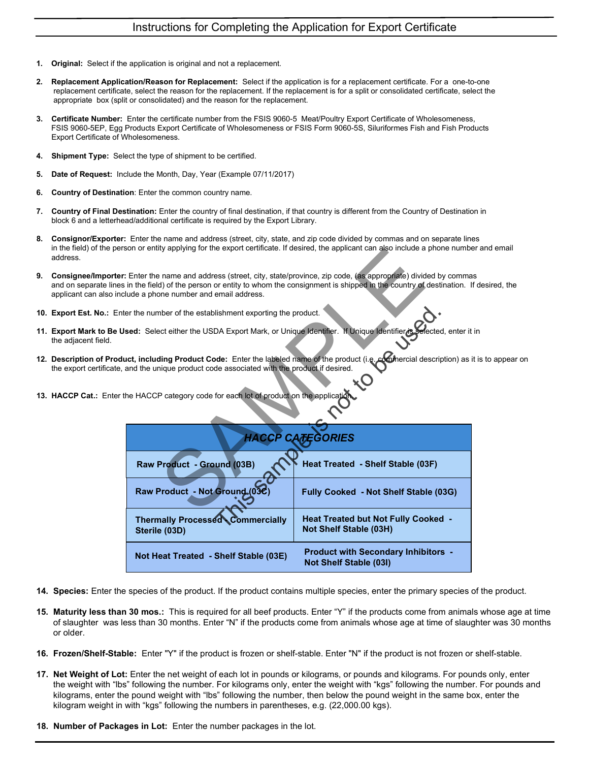# Instructions for Completing the Application for Export Certificate

1. **Original:** Select if the application is original and not a replacement.

2. **Replacement Application/Reason for Replacement:** Select if the application is for a replacement certificate. For a one-to-one replacement certificate, select the reason for the replacement. If the replacement is for a split or consolidated certificate, select the appropriate box (split or consolidated) and the reason for the replacement.

3. **Certificate Number:** Enter the certificate number from the FSIS 9060-5 Meat/Poultry Export Certificate of Wholesomeness, FSIS 9060-5EP, Egg Products Export Certificate of Wholesomeness or FSIS Form 9060-5S, Siluriformes Fish and Fish Products Export Certificate of Wholesomeness.

4. **Shipment Type:** Select the type of shipment to be certified.

5. **Date of Request:** Include the Month, Day, Year (Example 07/11/2017)

6. **Country of Destination**: Enter the common country name.

7. **Country of Final Destination:** Enter the country of final destination, if that country is different from the Country of Destination in block 6 and a letterhead/additional certificate is required by the Export Library.

8. **Consignor/Exporter:** Enter the name and address (street, city, state, and zip code divided by commas and on separate lines in the field) of the person or entity applying for the export certificate. If desired, the applicant can also include a phone number and email address.

9. **Consignee/Importer:** Enter the name and address (street, city, state/province, zip code, (as appropriate) divided by commas and on separate lines in the field) of the person or entity to whom the consignment is shipped in the country of destination. If desired, the applicant can also include a phone number and email address.

10. **Export Est. No.:** Enter the number of the establishment exporting the product.

11. **Export Mark to Be Used:** Select either the USDA Export Mark, or Unique Identifier. If Unique Identifier is selected, enter it in the adjacent field.

12. **Description of Product, including Product Code:** Enter the labeled name of the product (i.e. commercial description) as it is to appear on the export certificate, and the unique product code associated with the product if desired.

13. **HACCP Cat.:** Enter the HACCP category code for each lot of product on the application.

| ***HACCP CATEGORIES*** | |
|---|---|
| **Raw Product - Ground (03B)** | **Heat Treated - Shelf Stable (03F)** |
| **Raw Product - Not Ground (03C)** | **Fully Cooked - Not Shelf Stable (03G)** |
| **Thermally Processed - Commercially Sterile (03D)** | **Heat Treated but Not Fully Cooked - Not Shelf Stable (03H)** |
| **Not Heat Treated - Shelf Stable (03E)** | **Product with Secondary Inhibitors - Not Shelf Stable (03I)** |

14. **Species:** Enter the species of the product. If the product contains multiple species, enter the primary species of the product.

15. **Maturity less than 30 mos.:** This is required for all beef products. Enter "Y" if the products come from animals whose age at time of slaughter was less than 30 months. Enter "N" if the products come from animals whose age at time of slaughter was 30 months or older.

16. **Frozen/Shelf-Stable:** Enter "Y" if the product is frozen or shelf-stable. Enter "N" if the product is not frozen or shelf-stable.

17. **Net Weight of Lot:** Enter the net weight of each lot in pounds or kilograms, or pounds and kilograms. For pounds only, enter the weight with "lbs" following the number. For kilograms only, enter the weight with "kgs" following the number. For pounds and kilograms, enter the pound weight with "lbs" following the number, then below the pound weight in the same box, enter the kilogram weight in with "kgs" following the numbers in parentheses, e.g. (22,000.00 kgs).

18. **Number of Packages in Lot:** Enter the number packages in the lot.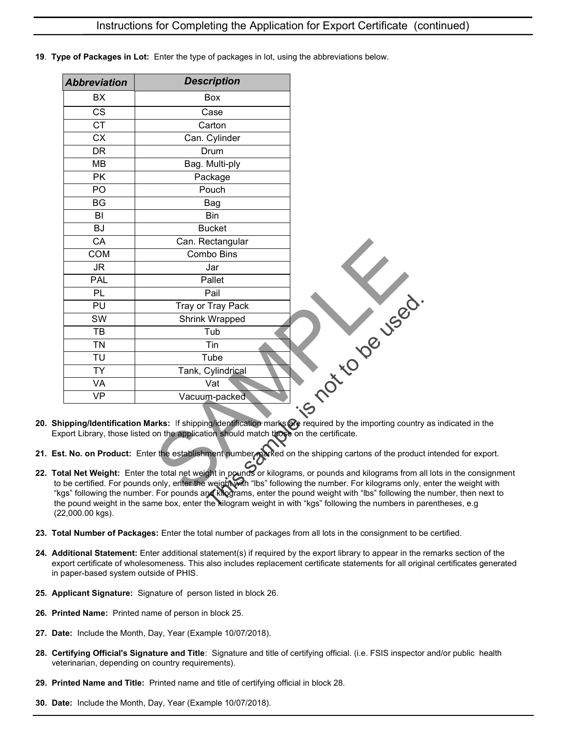# Instructions for Completing the Application for Export Certificate (continued)

19. **Type of Packages in Lot:** Enter the type of packages in lot, using the abbreviations below.

| Abbreviation | Description |
|---|---|
| BX | Box |
| CS | Case |
| CT | Carton |
| CX | Can. Cylinder |
| DR | Drum |
| MB | Bag. Multi-ply |
| PK | Package |
| PO | Pouch |
| BG | Bag |
| BI | Bin |
| BJ | Bucket |
| CA | Can. Rectangular |
| COM | Combo Bins |
| JR | Jar |
| PAL | Pallet |
| PL | Pail |
| PU | Tray or Tray Pack |
| SW | Shrink Wrapped |
| TB | Tub |
| TN | Tin |
| TU | Tube |
| TY | Tank, Cylindrical |
| VA | Vat |
| VP | Vacuum-packed |

SAMPLE

This sample is not to be used.

20. **Shipping/Identification Marks:** If shipping/identification marks are required by the importing country as indicated in the Export Library, those listed on the application should match those on the certificate.

21. **Est. No. on Product:** Enter the establishment number marked on the shipping cartons of the product intended for export.

22. **Total Net Weight:** Enter the total net weight in pounds or kilograms, or pounds and kilograms from all lots in the consignment to be certified. For pounds only, enter the weight with "lbs" following the number. For kilograms only, enter the weight with "kgs" following the number. For pounds and kilograms, enter the pound weight with "lbs" following the number, then next to the pound weight in the same box, enter the kilogram weight in with "kgs" following the numbers in parentheses, e.g (22,000.00 kgs).

23. **Total Number of Packages:** Enter the total number of packages from all lots in the consignment to be certified.

24. **Additional Statement:** Enter additional statement(s) if required by the export library to appear in the remarks section of the export certificate of wholesomeness. This also includes replacement certificate statements for all original certificates generated in paper-based system outside of PHIS.

25. **Applicant Signature:** Signature of person listed in block 26.

26. **Printed Name:** Printed name of person in block 25.

27. **Date:** Include the Month, Day, Year (Example 10/07/2018).

28. **Certifying Official's Signature and Title**: Signature and title of certifying official. (i.e. FSIS inspector and/or public health veterinarian, depending on country requirements).

29. **Printed Name and Title:** Printed name and title of certifying official in block 28.

30. **Date:** Include the Month, Day, Year (Example 10/07/2018).